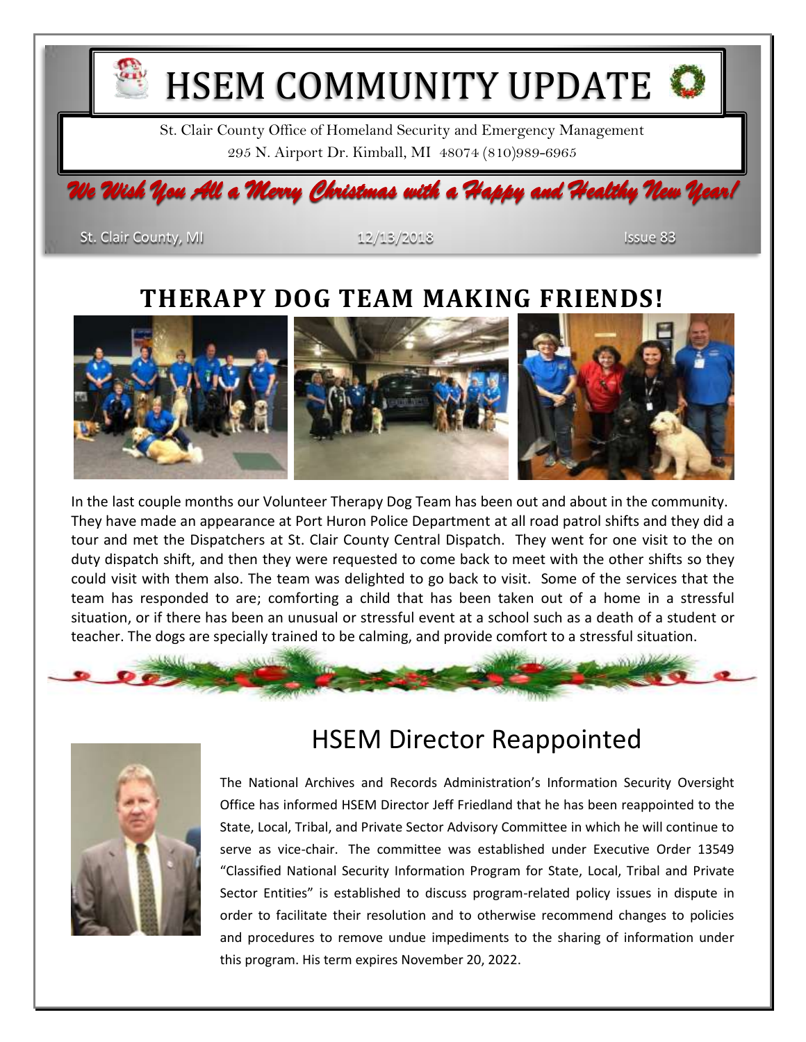# HSEM COMMUNITY UPDATE

St. Clair County Office of Homeland Security and Emergency Management
295 N. Airport Dr. Kimball, MI 48074 (810)989-6965

*We Wish You All a Merry Christmas with a Happy and Healthy New Year!*

St. Clair County, MI | 12/13/2018 | Issue 83

## THERAPY DOG TEAM MAKING FRIENDS!

In the last couple months our Volunteer Therapy Dog Team has been out and about in the community. They have made an appearance at Port Huron Police Department at all road patrol shifts and they did a tour and met the Dispatchers at St. Clair County Central Dispatch. They went for one visit to the on duty dispatch shift, and then they were requested to come back to meet with the other shifts so they could visit with them also. The team was delighted to go back to visit. Some of the services that the team has responded to are; comforting a child that has been taken out of a home in a stressful situation, or if there has been an unusual or stressful event at a school such as a death of a student or teacher. The dogs are specially trained to be calming, and provide comfort to a stressful situation.

## HSEM Director Reappointed

The National Archives and Records Administration's Information Security Oversight Office has informed HSEM Director Jeff Friedland that he has been reappointed to the State, Local, Tribal, and Private Sector Advisory Committee in which he will continue to serve as vice-chair. The committee was established under Executive Order 13549 "Classified National Security Information Program for State, Local, Tribal and Private Sector Entities" is established to discuss program-related policy issues in dispute in order to facilitate their resolution and to otherwise recommend changes to policies and procedures to remove undue impediments to the sharing of information under this program. His term expires November 20, 2022.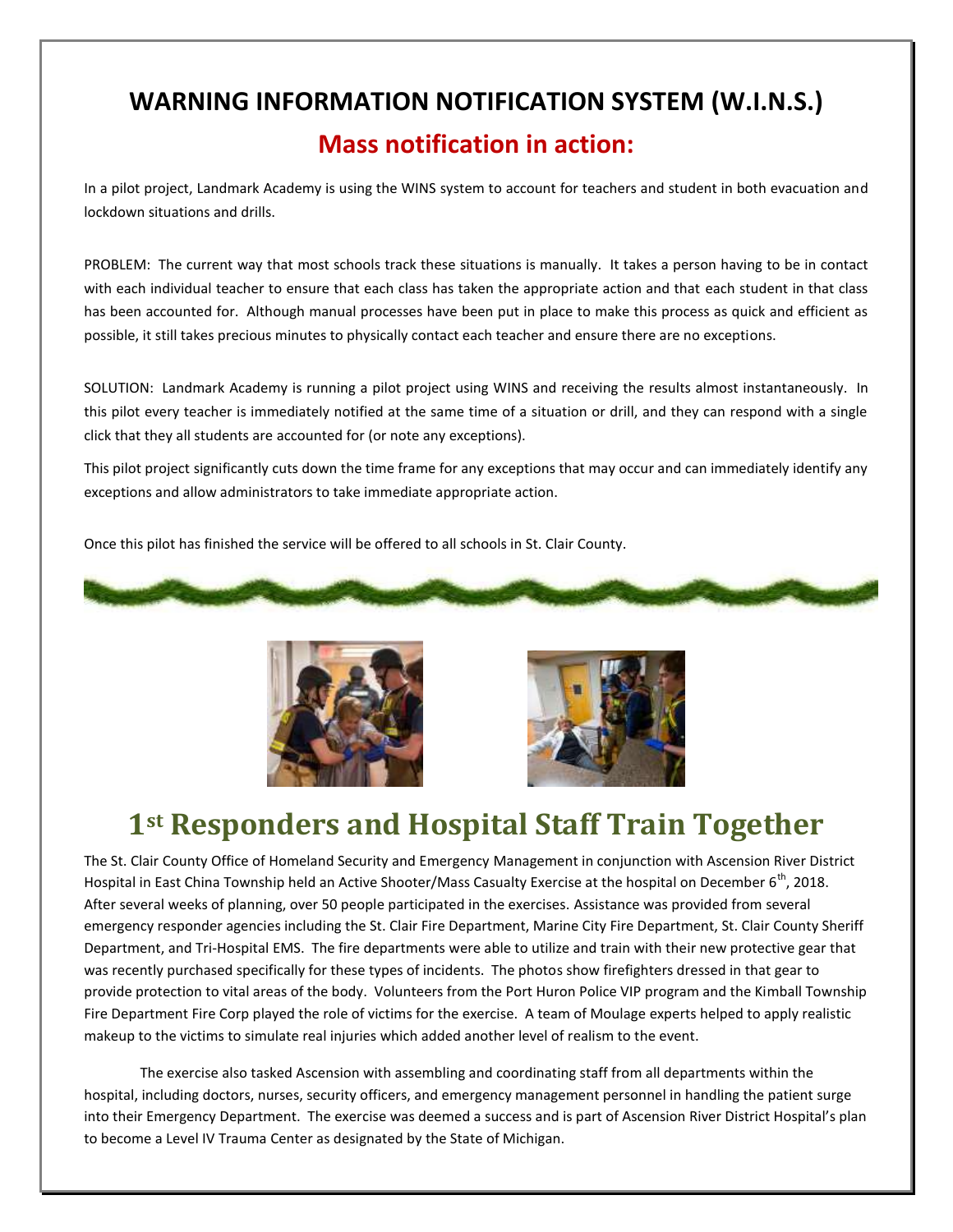# WARNING INFORMATION NOTIFICATION SYSTEM (W.I.N.S.)

## Mass notification in action:

In a pilot project, Landmark Academy is using the WINS system to account for teachers and student in both evacuation and lockdown situations and drills.

PROBLEM: The current way that most schools track these situations is manually. It takes a person having to be in contact with each individual teacher to ensure that each class has taken the appropriate action and that each student in that class has been accounted for. Although manual processes have been put in place to make this process as quick and efficient as possible, it still takes precious minutes to physically contact each teacher and ensure there are no exceptions.

SOLUTION: Landmark Academy is running a pilot project using WINS and receiving the results almost instantaneously. In this pilot every teacher is immediately notified at the same time of a situation or drill, and they can respond with a single click that they all students are accounted for (or note any exceptions).

This pilot project significantly cuts down the time frame for any exceptions that may occur and can immediately identify any exceptions and allow administrators to take immediate appropriate action.

Once this pilot has finished the service will be offered to all schools in St. Clair County.

# 1st Responders and Hospital Staff Train Together

The St. Clair County Office of Homeland Security and Emergency Management in conjunction with Ascension River District Hospital in East China Township held an Active Shooter/Mass Casualty Exercise at the hospital on December 6th, 2018. After several weeks of planning, over 50 people participated in the exercises. Assistance was provided from several emergency responder agencies including the St. Clair Fire Department, Marine City Fire Department, St. Clair County Sheriff Department, and Tri-Hospital EMS. The fire departments were able to utilize and train with their new protective gear that was recently purchased specifically for these types of incidents. The photos show firefighters dressed in that gear to provide protection to vital areas of the body. Volunteers from the Port Huron Police VIP program and the Kimball Township Fire Department Fire Corp played the role of victims for the exercise. A team of Moulage experts helped to apply realistic makeup to the victims to simulate real injuries which added another level of realism to the event.

The exercise also tasked Ascension with assembling and coordinating staff from all departments within the hospital, including doctors, nurses, security officers, and emergency management personnel in handling the patient surge into their Emergency Department. The exercise was deemed a success and is part of Ascension River District Hospital's plan to become a Level IV Trauma Center as designated by the State of Michigan.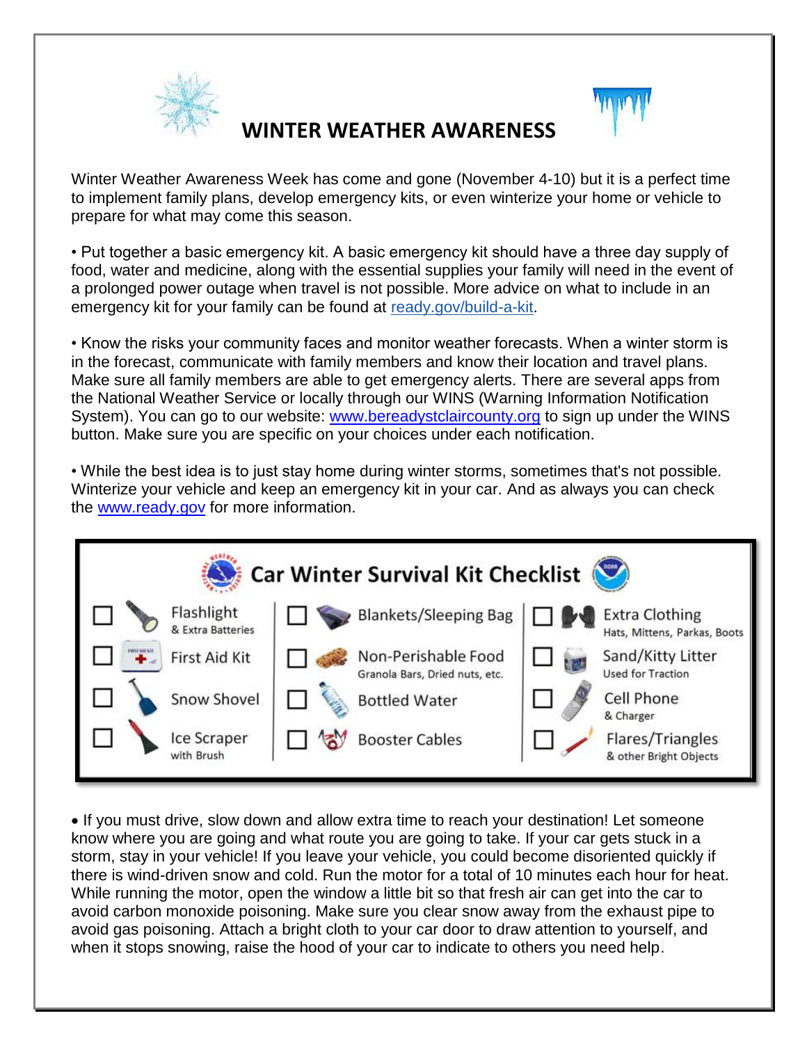# WINTER WEATHER AWARENESS

Winter Weather Awareness Week has come and gone (November 4-10) but it is a perfect time to implement family plans, develop emergency kits, or even winterize your home or vehicle to prepare for what may come this season.

- Put together a basic emergency kit. A basic emergency kit should have a three day supply of food, water and medicine, along with the essential supplies your family will need in the event of a prolonged power outage when travel is not possible. More advice on what to include in an emergency kit for your family can be found at ready.gov/build-a-kit.

- Know the risks your community faces and monitor weather forecasts. When a winter storm is in the forecast, communicate with family members and know their location and travel plans. Make sure all family members are able to get emergency alerts. There are several apps from the National Weather Service or locally through our WINS (Warning Information Notification System). You can go to our website: www.bereadystclaircounty.org to sign up under the WINS button. Make sure you are specific on your choices under each notification.

- While the best idea is to just stay home during winter storms, sometimes that's not possible. Winterize your vehicle and keep an emergency kit in your car. And as always you can check the www.ready.gov for more information.

## Car Winter Survival Kit Checklist

- ☐ Flashlight & Extra Batteries
- ☐ First Aid Kit
- ☐ Snow Shovel
- ☐ Ice Scraper with Brush
- ☐ Blankets/Sleeping Bag
- ☐ Non-Perishable Food – Granola Bars, Dried nuts, etc.
- ☐ Bottled Water
- ☐ Booster Cables
- ☐ Extra Clothing – Hats, Mittens, Parkas, Boots
- ☐ Sand/Kitty Litter – Used for Traction
- ☐ Cell Phone & Charger
- ☐ Flares/Triangles & other Bright Objects

- If you must drive, slow down and allow extra time to reach your destination! Let someone know where you are going and what route you are going to take. If your car gets stuck in a storm, stay in your vehicle! If you leave your vehicle, you could become disoriented quickly if there is wind-driven snow and cold. Run the motor for a total of 10 minutes each hour for heat. While running the motor, open the window a little bit so that fresh air can get into the car to avoid carbon monoxide poisoning. Make sure you clear snow away from the exhaust pipe to avoid gas poisoning. Attach a bright cloth to your car door to draw attention to yourself, and when it stops snowing, raise the hood of your car to indicate to others you need help.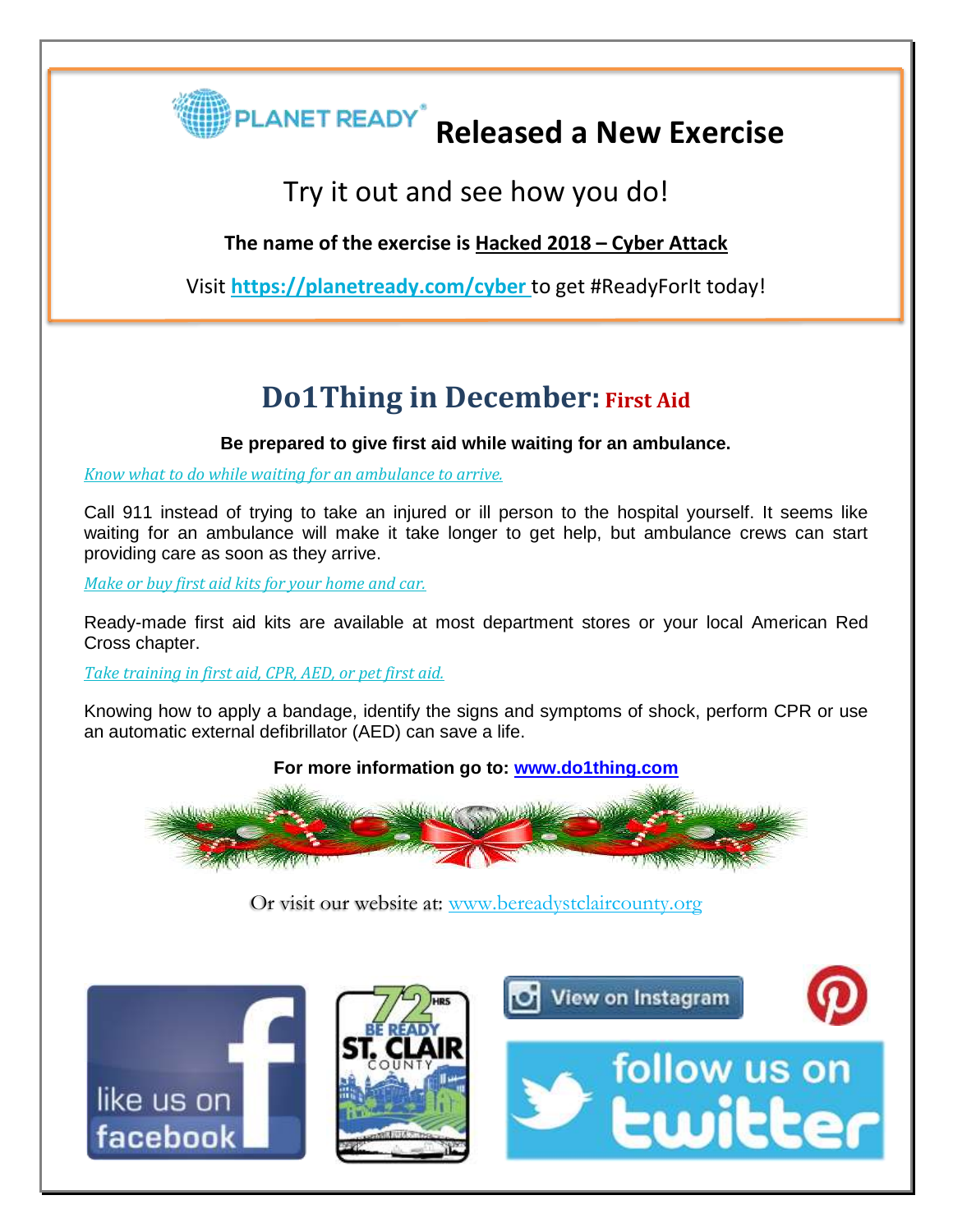# PLANET READY® Released a New Exercise

## Try it out and see how you do!

**The name of the exercise is Hacked 2018 – Cyber Attack**

Visit **https://planetready.com/cyber** to get #ReadyForIt today!

## Do1Thing in December: First Aid

**Be prepared to give first aid while waiting for an ambulance.**

*Know what to do while waiting for an ambulance to arrive.*

Call 911 instead of trying to take an injured or ill person to the hospital yourself. It seems like waiting for an ambulance will make it take longer to get help, but ambulance crews can start providing care as soon as they arrive.

*Make or buy first aid kits for your home and car.*

Ready-made first aid kits are available at most department stores or your local American Red Cross chapter.

*Take training in first aid, CPR, AED, or pet first aid.*

Knowing how to apply a bandage, identify the signs and symptoms of shock, perform CPR or use an automatic external defibrillator (AED) can save a life.

**For more information go to: www.do1thing.com**

Or visit our website at: www.bereadystclaircounty.org

like us on facebook

72 HRS BE READY ST. CLAIR COUNTY

View on Instagram

follow us on twitter